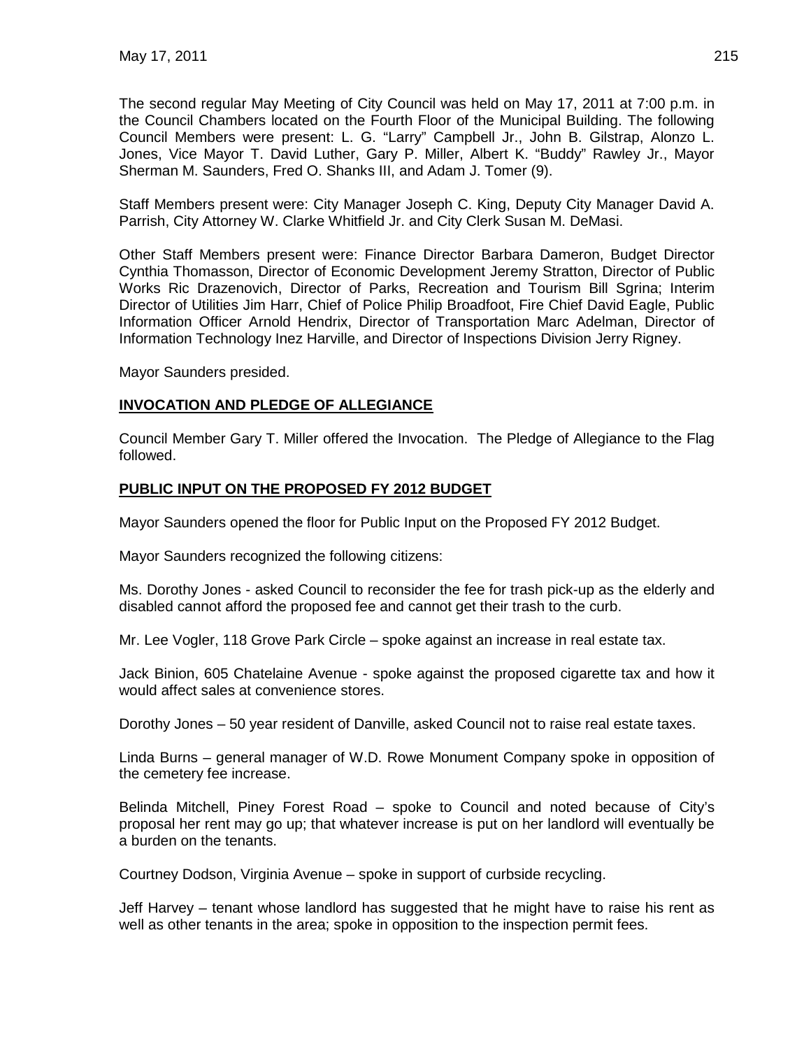The second regular May Meeting of City Council was held on May 17, 2011 at 7:00 p.m. in the Council Chambers located on the Fourth Floor of the Municipal Building. The following Council Members were present: L. G. "Larry" Campbell Jr., John B. Gilstrap, Alonzo L. Jones, Vice Mayor T. David Luther, Gary P. Miller, Albert K. "Buddy" Rawley Jr., Mayor Sherman M. Saunders, Fred O. Shanks III, and Adam J. Tomer (9).

Staff Members present were: City Manager Joseph C. King, Deputy City Manager David A. Parrish, City Attorney W. Clarke Whitfield Jr. and City Clerk Susan M. DeMasi.

Other Staff Members present were: Finance Director Barbara Dameron, Budget Director Cynthia Thomasson, Director of Economic Development Jeremy Stratton, Director of Public Works Ric Drazenovich, Director of Parks, Recreation and Tourism Bill Sgrina; Interim Director of Utilities Jim Harr, Chief of Police Philip Broadfoot, Fire Chief David Eagle, Public Information Officer Arnold Hendrix, Director of Transportation Marc Adelman, Director of Information Technology Inez Harville, and Director of Inspections Division Jerry Rigney.

Mayor Saunders presided.

## INVOCATION AND PLEDGE OF ALLEGIANCE

Council Member Gary T. Miller offered the Invocation. The Pledge of Allegiance to the Flag followed.

## PUBLIC INPUT ON THE PROPOSED FY 2012 BUDGET

Mayor Saunders opened the floor for Public Input on the Proposed FY 2012 Budget.

Mayor Saunders recognized the following citizens:

Ms. Dorothy Jones - asked Council to reconsider the fee for trash pick-up as the elderly and disabled cannot afford the proposed fee and cannot get their trash to the curb.

Mr. Lee Vogler, 118 Grove Park Circle – spoke against an increase in real estate tax.

Jack Binion, 605 Chatelaine Avenue - spoke against the proposed cigarette tax and how it would affect sales at convenience stores.

Dorothy Jones – 50 year resident of Danville, asked Council not to raise real estate taxes.

Linda Burns – general manager of W.D. Rowe Monument Company spoke in opposition of the cemetery fee increase.

Belinda Mitchell, Piney Forest Road – spoke to Council and noted because of City's proposal her rent may go up; that whatever increase is put on her landlord will eventually be a burden on the tenants.

Courtney Dodson, Virginia Avenue – spoke in support of curbside recycling.

Jeff Harvey – tenant whose landlord has suggested that he might have to raise his rent as well as other tenants in the area; spoke in opposition to the inspection permit fees.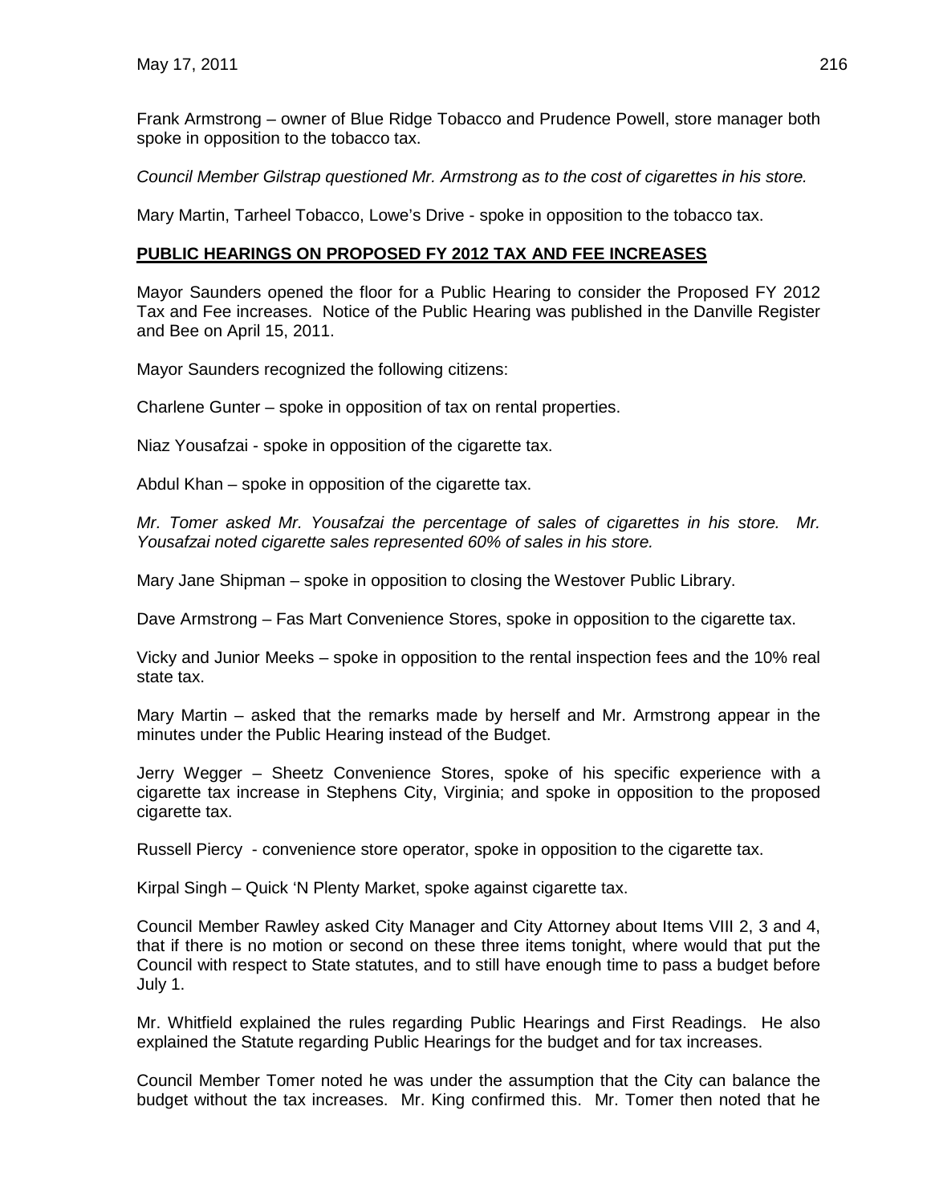Frank Armstrong – owner of Blue Ridge Tobacco and Prudence Powell, store manager both spoke in opposition to the tobacco tax.

*Council Member Gilstrap questioned Mr. Armstrong as to the cost of cigarettes in his store.*

Mary Martin, Tarheel Tobacco, Lowe's Drive - spoke in opposition to the tobacco tax.

**PUBLIC HEARINGS ON PROPOSED FY 2012 TAX AND FEE INCREASES**

Mayor Saunders opened the floor for a Public Hearing to consider the Proposed FY 2012 Tax and Fee increases. Notice of the Public Hearing was published in the Danville Register and Bee on April 15, 2011.

Mayor Saunders recognized the following citizens:

Charlene Gunter – spoke in opposition of tax on rental properties.

Niaz Yousafzai - spoke in opposition of the cigarette tax.

Abdul Khan – spoke in opposition of the cigarette tax.

*Mr. Tomer asked Mr. Yousafzai the percentage of sales of cigarettes in his store. Mr. Yousafzai noted cigarette sales represented 60% of sales in his store.*

Mary Jane Shipman – spoke in opposition to closing the Westover Public Library.

Dave Armstrong – Fas Mart Convenience Stores, spoke in opposition to the cigarette tax.

Vicky and Junior Meeks – spoke in opposition to the rental inspection fees and the 10% real state tax.

Mary Martin – asked that the remarks made by herself and Mr. Armstrong appear in the minutes under the Public Hearing instead of the Budget.

Jerry Wegger – Sheetz Convenience Stores, spoke of his specific experience with a cigarette tax increase in Stephens City, Virginia; and spoke in opposition to the proposed cigarette tax.

Russell Piercy - convenience store operator, spoke in opposition to the cigarette tax.

Kirpal Singh – Quick 'N Plenty Market, spoke against cigarette tax.

Council Member Rawley asked City Manager and City Attorney about Items VIII 2, 3 and 4, that if there is no motion or second on these three items tonight, where would that put the Council with respect to State statutes, and to still have enough time to pass a budget before July 1.

Mr. Whitfield explained the rules regarding Public Hearings and First Readings. He also explained the Statute regarding Public Hearings for the budget and for tax increases.

Council Member Tomer noted he was under the assumption that the City can balance the budget without the tax increases. Mr. King confirmed this. Mr. Tomer then noted that he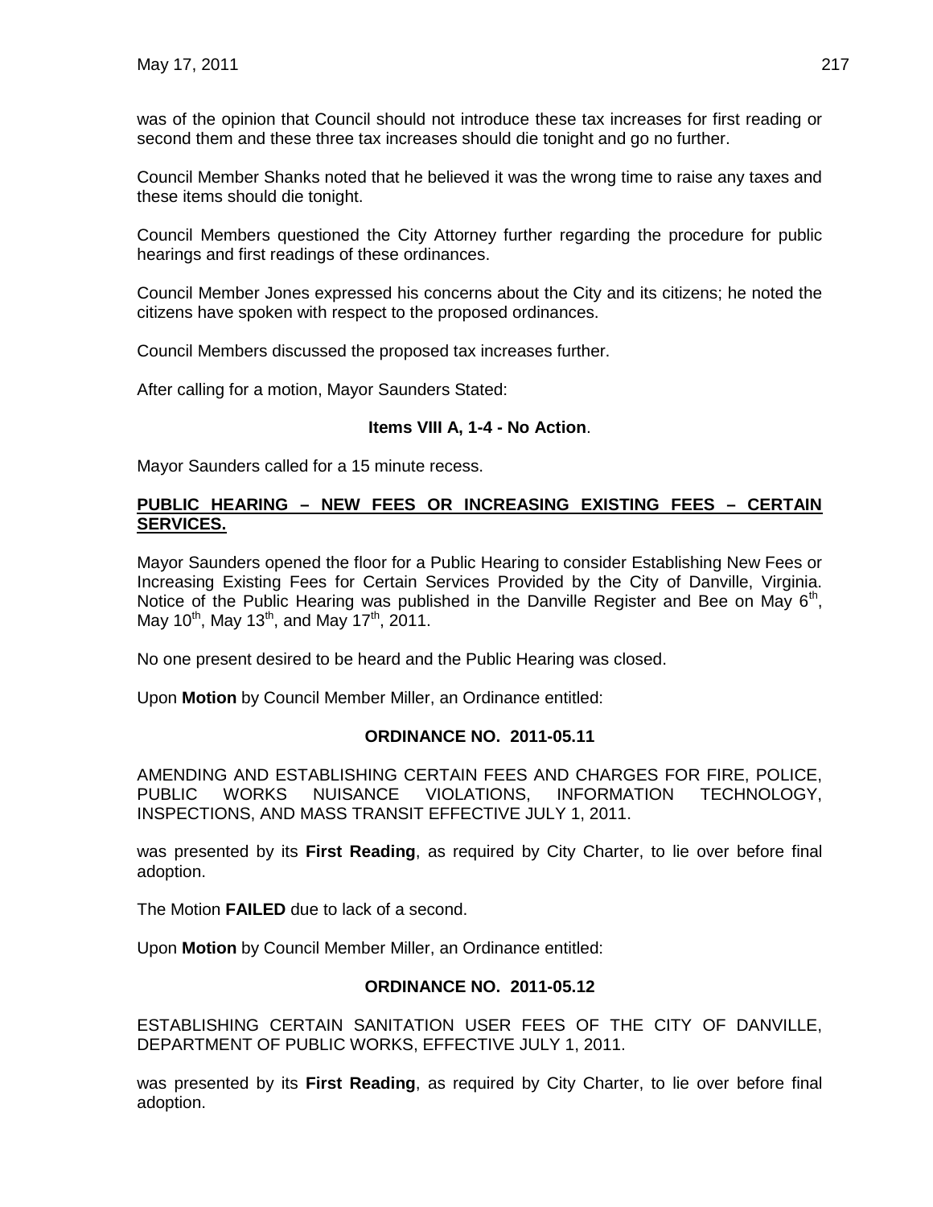was of the opinion that Council should not introduce these tax increases for first reading or second them and these three tax increases should die tonight and go no further.

Council Member Shanks noted that he believed it was the wrong time to raise any taxes and these items should die tonight.

Council Members questioned the City Attorney further regarding the procedure for public hearings and first readings of these ordinances.

Council Member Jones expressed his concerns about the City and its citizens; he noted the citizens have spoken with respect to the proposed ordinances.

Council Members discussed the proposed tax increases further.

After calling for a motion, Mayor Saunders Stated:

**Items VIII A, 1-4 - No Action**.

Mayor Saunders called for a 15 minute recess.

**PUBLIC HEARING – NEW FEES OR INCREASING EXISTING FEES – CERTAIN SERVICES.**

Mayor Saunders opened the floor for a Public Hearing to consider Establishing New Fees or Increasing Existing Fees for Certain Services Provided by the City of Danville, Virginia. Notice of the Public Hearing was published in the Danville Register and Bee on May 6th, May 10th, May 13th, and May 17th, 2011.

No one present desired to be heard and the Public Hearing was closed.

Upon **Motion** by Council Member Miller, an Ordinance entitled:

**ORDINANCE NO. 2011-05.11**

AMENDING AND ESTABLISHING CERTAIN FEES AND CHARGES FOR FIRE, POLICE, PUBLIC WORKS NUISANCE VIOLATIONS, INFORMATION TECHNOLOGY, INSPECTIONS, AND MASS TRANSIT EFFECTIVE JULY 1, 2011.

was presented by its **First Reading**, as required by City Charter, to lie over before final adoption.

The Motion **FAILED** due to lack of a second.

Upon **Motion** by Council Member Miller, an Ordinance entitled:

**ORDINANCE NO. 2011-05.12**

ESTABLISHING CERTAIN SANITATION USER FEES OF THE CITY OF DANVILLE, DEPARTMENT OF PUBLIC WORKS, EFFECTIVE JULY 1, 2011.

was presented by its **First Reading**, as required by City Charter, to lie over before final adoption.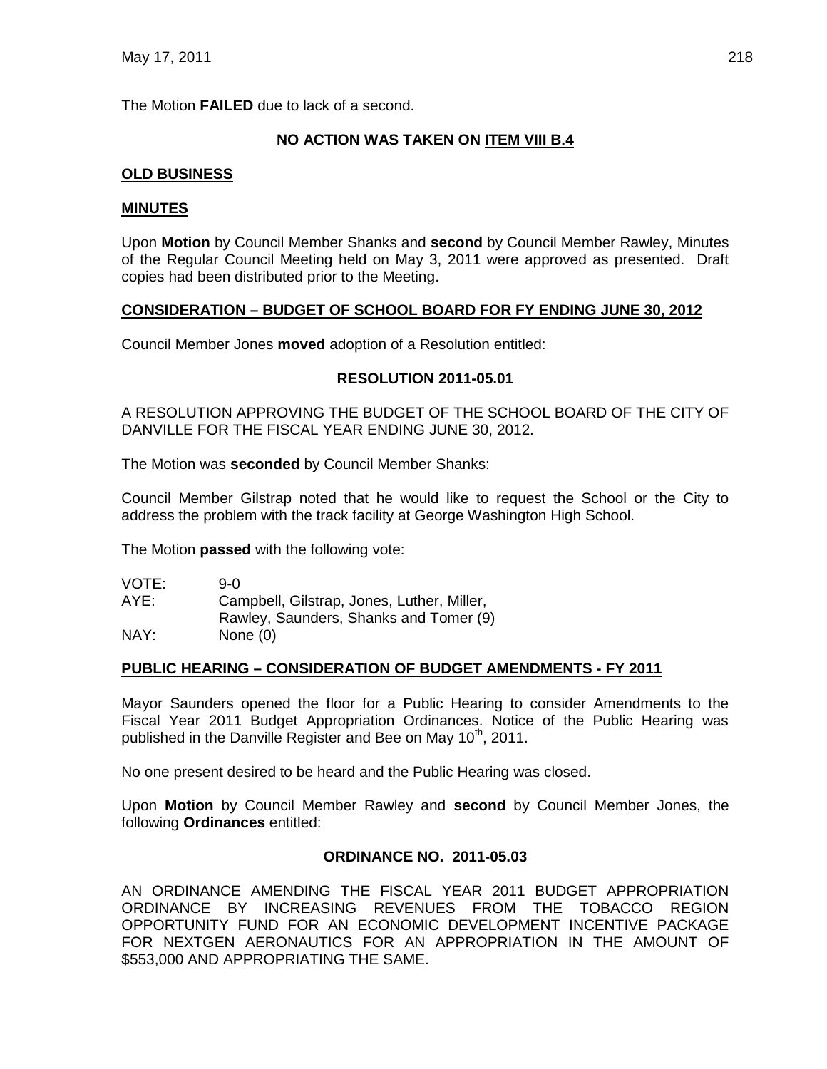The Motion **FAILED** due to lack of a second.

**NO ACTION WAS TAKEN ON ITEM VIII B.4**

**OLD BUSINESS**

**MINUTES**

Upon **Motion** by Council Member Shanks and **second** by Council Member Rawley, Minutes of the Regular Council Meeting held on May 3, 2011 were approved as presented. Draft copies had been distributed prior to the Meeting.

**CONSIDERATION – BUDGET OF SCHOOL BOARD FOR FY ENDING JUNE 30, 2012**

Council Member Jones **moved** adoption of a Resolution entitled:

**RESOLUTION 2011-05.01**

A RESOLUTION APPROVING THE BUDGET OF THE SCHOOL BOARD OF THE CITY OF DANVILLE FOR THE FISCAL YEAR ENDING JUNE 30, 2012.

The Motion was **seconded** by Council Member Shanks:

Council Member Gilstrap noted that he would like to request the School or the City to address the problem with the track facility at George Washington High School.

The Motion **passed** with the following vote:

VOTE: 9-0
AYE: Campbell, Gilstrap, Jones, Luther, Miller, Rawley, Saunders, Shanks and Tomer (9)
NAY: None (0)

**PUBLIC HEARING – CONSIDERATION OF BUDGET AMENDMENTS - FY 2011**

Mayor Saunders opened the floor for a Public Hearing to consider Amendments to the Fiscal Year 2011 Budget Appropriation Ordinances. Notice of the Public Hearing was published in the Danville Register and Bee on May 10th, 2011.

No one present desired to be heard and the Public Hearing was closed.

Upon **Motion** by Council Member Rawley and **second** by Council Member Jones, the following **Ordinances** entitled:

**ORDINANCE NO. 2011-05.03**

AN ORDINANCE AMENDING THE FISCAL YEAR 2011 BUDGET APPROPRIATION ORDINANCE BY INCREASING REVENUES FROM THE TOBACCO REGION OPPORTUNITY FUND FOR AN ECONOMIC DEVELOPMENT INCENTIVE PACKAGE FOR NEXTGEN AERONAUTICS FOR AN APPROPRIATION IN THE AMOUNT OF $553,000 AND APPROPRIATING THE SAME.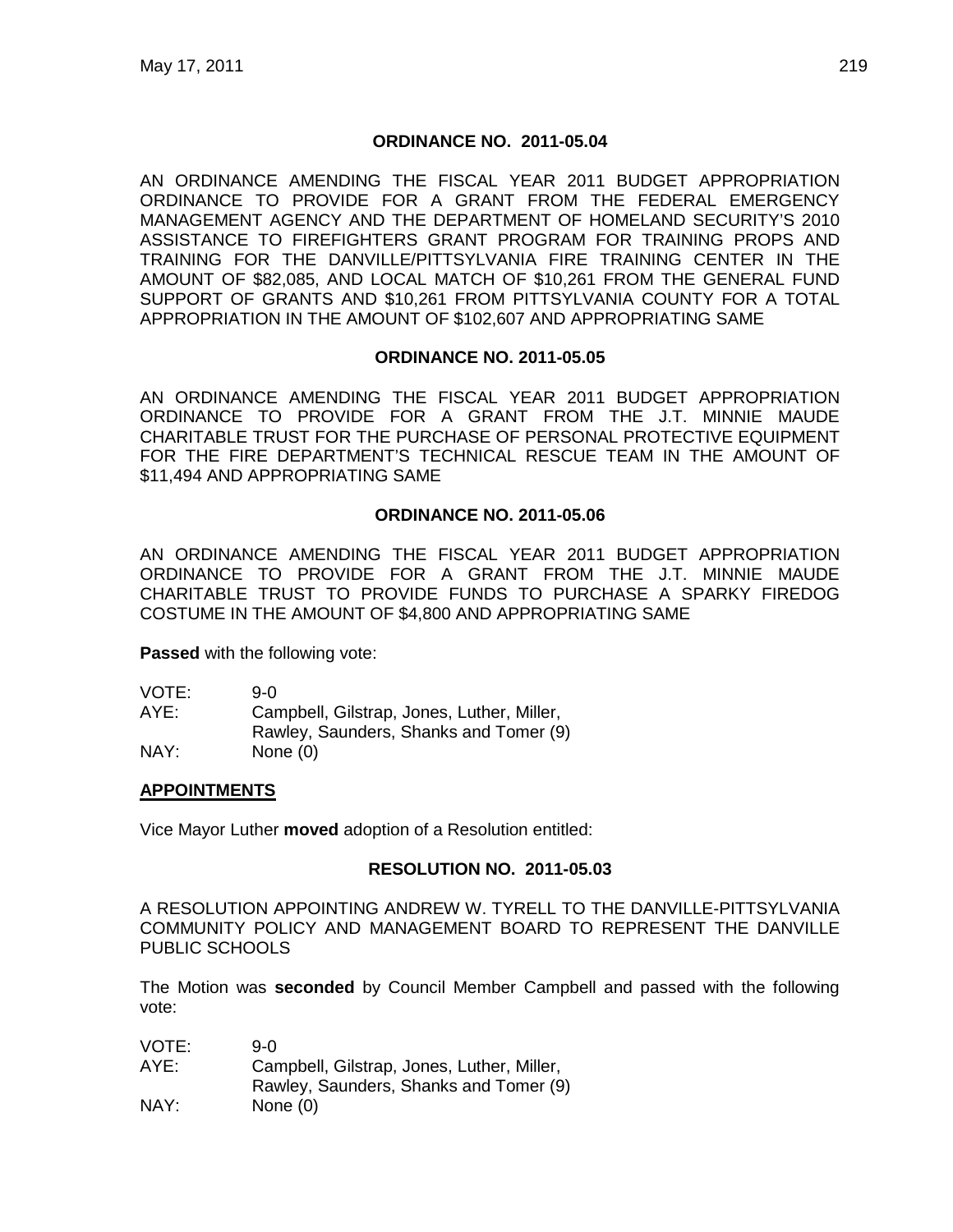**ORDINANCE NO. 2011-05.04**

AN ORDINANCE AMENDING THE FISCAL YEAR 2011 BUDGET APPROPRIATION ORDINANCE TO PROVIDE FOR A GRANT FROM THE FEDERAL EMERGENCY MANAGEMENT AGENCY AND THE DEPARTMENT OF HOMELAND SECURITY'S 2010 ASSISTANCE TO FIREFIGHTERS GRANT PROGRAM FOR TRAINING PROPS AND TRAINING FOR THE DANVILLE/PITTSYLVANIA FIRE TRAINING CENTER IN THE AMOUNT OF $82,085, AND LOCAL MATCH OF $10,261 FROM THE GENERAL FUND SUPPORT OF GRANTS AND $10,261 FROM PITTSYLVANIA COUNTY FOR A TOTAL APPROPRIATION IN THE AMOUNT OF $102,607 AND APPROPRIATING SAME

**ORDINANCE NO. 2011-05.05**

AN ORDINANCE AMENDING THE FISCAL YEAR 2011 BUDGET APPROPRIATION ORDINANCE TO PROVIDE FOR A GRANT FROM THE J.T. MINNIE MAUDE CHARITABLE TRUST FOR THE PURCHASE OF PERSONAL PROTECTIVE EQUIPMENT FOR THE FIRE DEPARTMENT'S TECHNICAL RESCUE TEAM IN THE AMOUNT OF $11,494 AND APPROPRIATING SAME

**ORDINANCE NO. 2011-05.06**

AN ORDINANCE AMENDING THE FISCAL YEAR 2011 BUDGET APPROPRIATION ORDINANCE TO PROVIDE FOR A GRANT FROM THE J.T. MINNIE MAUDE CHARITABLE TRUST TO PROVIDE FUNDS TO PURCHASE A SPARKY FIREDOG COSTUME IN THE AMOUNT OF $4,800 AND APPROPRIATING SAME

**Passed** with the following vote:

VOTE: 9-0
AYE: Campbell, Gilstrap, Jones, Luther, Miller, Rawley, Saunders, Shanks and Tomer (9)
NAY: None (0)

**APPOINTMENTS**

Vice Mayor Luther **moved** adoption of a Resolution entitled:

**RESOLUTION NO. 2011-05.03**

A RESOLUTION APPOINTING ANDREW W. TYRELL TO THE DANVILLE-PITTSYLVANIA COMMUNITY POLICY AND MANAGEMENT BOARD TO REPRESENT THE DANVILLE PUBLIC SCHOOLS

The Motion was **seconded** by Council Member Campbell and passed with the following vote:

VOTE: 9-0
AYE: Campbell, Gilstrap, Jones, Luther, Miller, Rawley, Saunders, Shanks and Tomer (9)
NAY: None (0)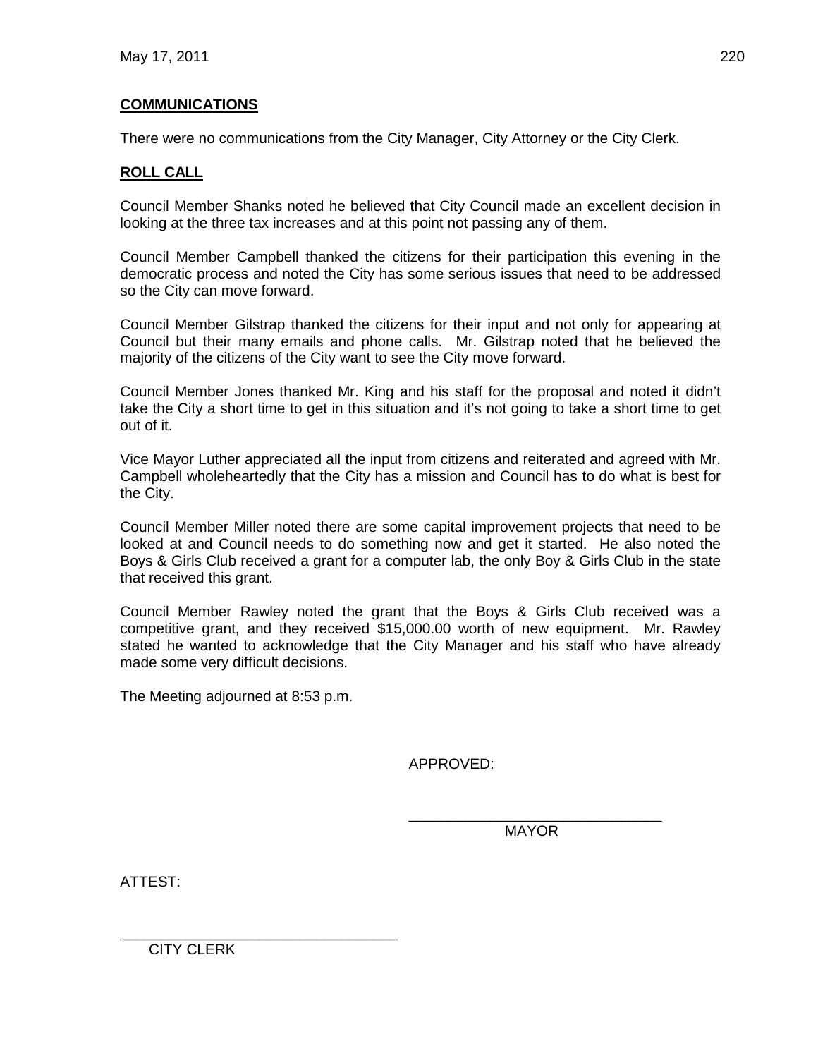## COMMUNICATIONS

There were no communications from the City Manager, City Attorney or the City Clerk.

## ROLL CALL

Council Member Shanks noted he believed that City Council made an excellent decision in looking at the three tax increases and at this point not passing any of them.

Council Member Campbell thanked the citizens for their participation this evening in the democratic process and noted the City has some serious issues that need to be addressed so the City can move forward.

Council Member Gilstrap thanked the citizens for their input and not only for appearing at Council but their many emails and phone calls. Mr. Gilstrap noted that he believed the majority of the citizens of the City want to see the City move forward.

Council Member Jones thanked Mr. King and his staff for the proposal and noted it didn't take the City a short time to get in this situation and it's not going to take a short time to get out of it.

Vice Mayor Luther appreciated all the input from citizens and reiterated and agreed with Mr. Campbell wholeheartedly that the City has a mission and Council has to do what is best for the City.

Council Member Miller noted there are some capital improvement projects that need to be looked at and Council needs to do something now and get it started. He also noted the Boys & Girls Club received a grant for a computer lab, the only Boy & Girls Club in the state that received this grant.

Council Member Rawley noted the grant that the Boys & Girls Club received was a competitive grant, and they received $15,000.00 worth of new equipment. Mr. Rawley stated he wanted to acknowledge that the City Manager and his staff who have already made some very difficult decisions.

The Meeting adjourned at 8:53 p.m.

APPROVED:

______________________________
MAYOR

ATTEST:

______________________________
CITY CLERK